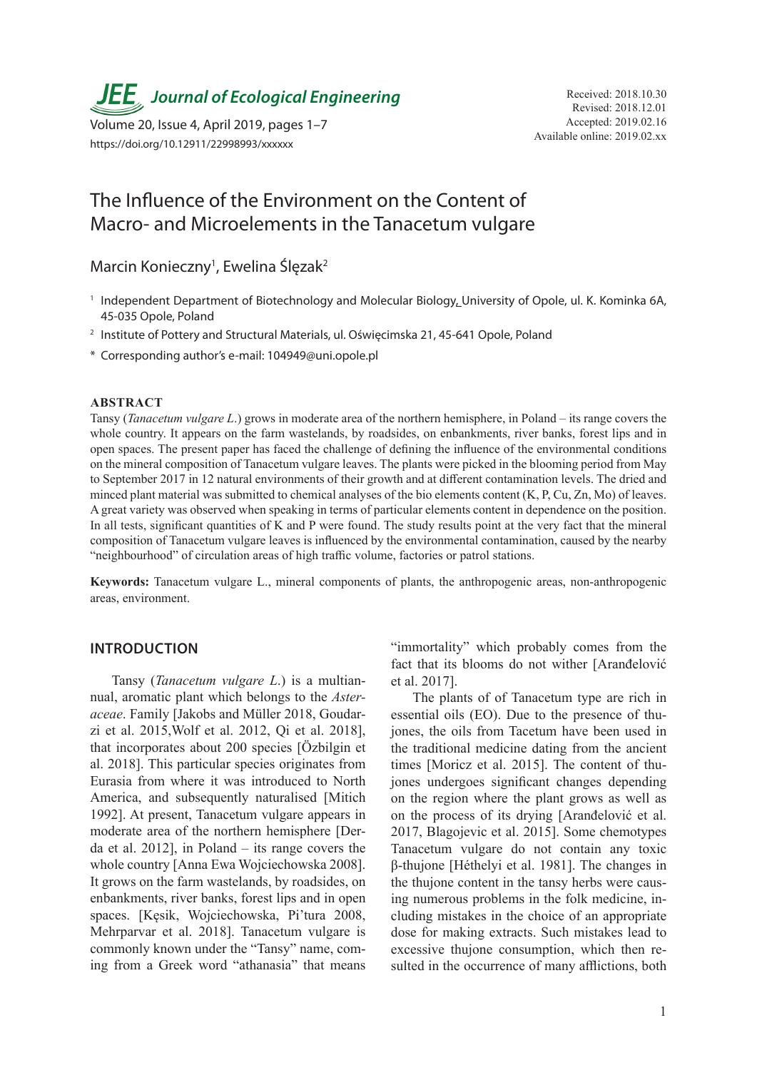# The Influence of the Environment on the Content of Macro- and Microelements in the Tanacetum vulgare

Marcin Konieczny[1], Ewelina Ślęzak[2]

[1] Independent Department of Biotechnology and Molecular Biology, University of Opole, ul. K. Kominka 6A, 45-035 Opole, Poland

[2] Institute of Pottery and Structural Materials, ul. Oświęcimska 21, 45-641 Opole, Poland

\* Corresponding author's e-mail: 104949@uni.opole.pl

Received: 2018.10.30
Revised: 2018.12.01
Accepted: 2019.02.16
Available online: 2019.02.xx

https://doi.org/10.12911/22998993/xxxxxx

## ABSTRACT

Tansy (*Tanacetum vulgare L.*) grows in moderate area of the northern hemisphere, in Poland – its range covers the whole country. It appears on the farm wastelands, by roadsides, on enbankments, river banks, forest lips and in open spaces. The present paper has faced the challenge of defining the influence of the environmental conditions on the mineral composition of Tanacetum vulgare leaves. The plants were picked in the blooming period from May to September 2017 in 12 natural environments of their growth and at different contamination levels. The dried and minced plant material was submitted to chemical analyses of the bio elements content (K, P, Cu, Zn, Mo) of leaves. A great variety was observed when speaking in terms of particular elements content in dependence on the position. In all tests, significant quantities of K and P were found. The study results point at the very fact that the mineral composition of Tanacetum vulgare leaves is influenced by the environmental contamination, caused by the nearby "neighbourhood" of circulation areas of high traffic volume, factories or patrol stations.

**Keywords:** Tanacetum vulgare L., mineral components of plants, the anthropogenic areas, non-anthropogenic areas, environment.

## INTRODUCTION

Tansy (*Tanacetum vulgare L.*) is a multiannual, aromatic plant which belongs to the *Asteraceae*. Family [Jakobs and Müller 2018, Goudarzi et al. 2015,Wolf et al. 2012, Qi et al. 2018], that incorporates about 200 species [Özbilgin et al. 2018]. This particular species originates from Eurasia from where it was introduced to North America, and subsequently naturalised [Mitich 1992]. At present, Tanacetum vulgare appears in moderate area of the northern hemisphere [Derda et al. 2012], in Poland – its range covers the whole country [Anna Ewa Wojciechowska 2008]. It grows on the farm wastelands, by roadsides, on enbankments, river banks, forest lips and in open spaces. [Kęsik, Wojciechowska, Pi'tura 2008, Mehrparvar et al. 2018]. Tanacetum vulgare is commonly known under the "Tansy" name, coming from a Greek word "athanasia" that means "immortality" which probably comes from the fact that its blooms do not wither [Aranđelović et al. 2017].

The plants of of Tanacetum type are rich in essential oils (EO). Due to the presence of thujones, the oils from Tacetum have been used in the traditional medicine dating from the ancient times [Moricz et al. 2015]. The content of thujones undergoes significant changes depending on the region where the plant grows as well as on the process of its drying [Aranđelović et al. 2017, Blagojevic et al. 2015]. Some chemotypes Tanacetum vulgare do not contain any toxic β-thujone [Héthelyi et al. 1981]. The changes in the thujone content in the tansy herbs were causing numerous problems in the folk medicine, including mistakes in the choice of an appropriate dose for making extracts. Such mistakes lead to excessive thujone consumption, which then resulted in the occurrence of many afflictions, both